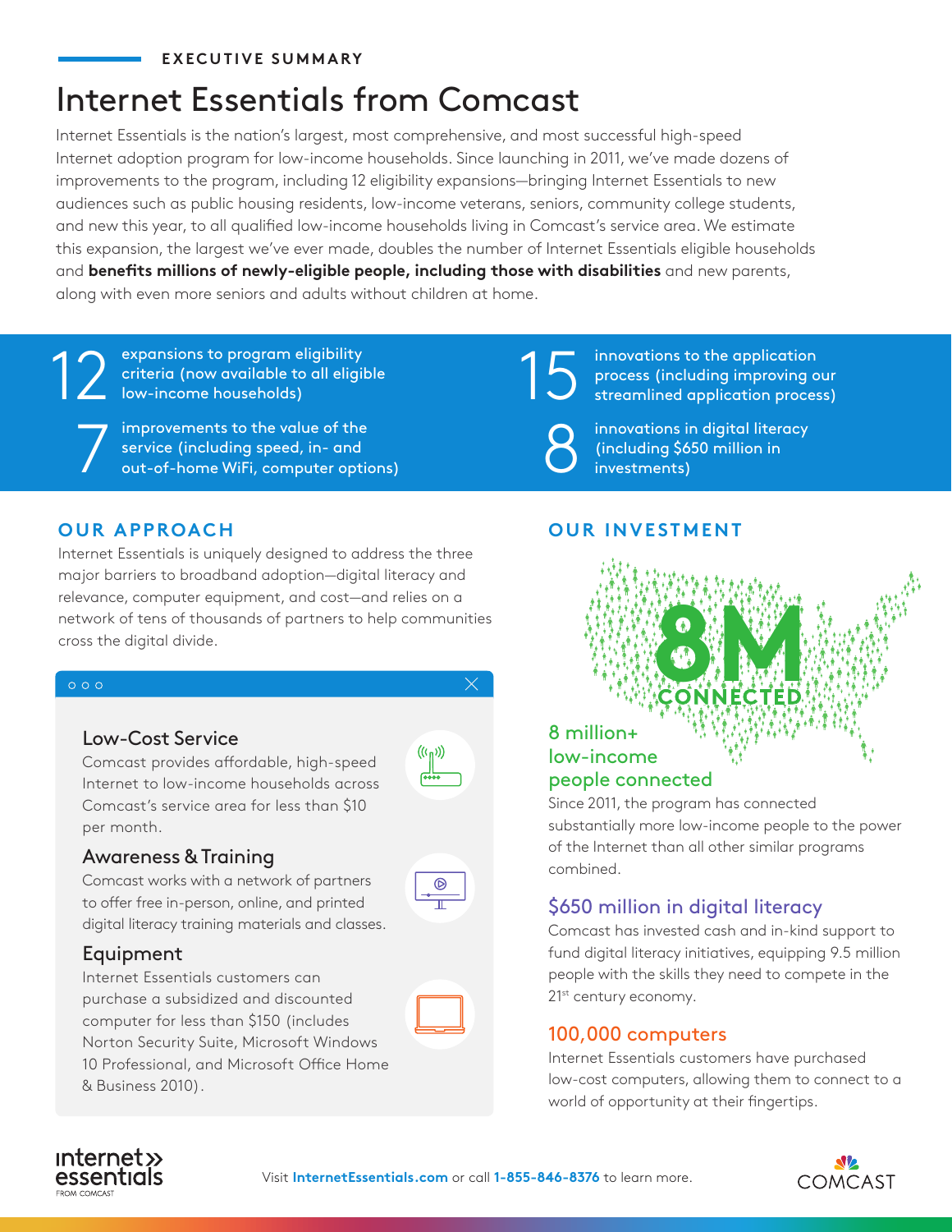EXECUTIVE SUMMARY

# Internet Essentials from Comcast

Internet Essentials is the nation's largest, most comprehensive, and most successful high-speed Internet adoption program for low-income households. Since launching in 2011, we've made dozens of improvements to the program, including 12 eligibility expansions—bringing Internet Essentials to new audiences such as public housing residents, low-income veterans, seniors, community college students, and new this year, to all qualified low-income households living in Comcast's service area. We estimate this expansion, the largest we've ever made, doubles the number of Internet Essentials eligible households and **benefits millions of newly-eligible people, including those with disabilities** and new parents, along with even more seniors and adults without children at home.

**12** expansions to program eligibility criteria (now available to all eligible low-income households)

**7** improvements to the value of the service (including speed, in- and out-of-home WiFi, computer options)

**15** innovations to the application process (including improving our streamlined application process)

**8** innovations in digital literacy (including $650 million in investments)

## OUR APPROACH

Internet Essentials is uniquely designed to address the three major barriers to broadband adoption—digital literacy and relevance, computer equipment, and cost—and relies on a network of tens of thousands of partners to help communities cross the digital divide.

### Low-Cost Service

Comcast provides affordable, high-speed Internet to low-income households across Comcast's service area for less than $10 per month.

### Awareness & Training

Comcast works with a network of partners to offer free in-person, online, and printed digital literacy training materials and classes.

### Equipment

Internet Essentials customers can purchase a subsidized and discounted computer for less than $150 (includes Norton Security Suite, Microsoft Windows 10 Professional, and Microsoft Office Home & Business 2010).

## OUR INVESTMENT

8M CONNECTED

### 8 million+ low-income people connected

Since 2011, the program has connected substantially more low-income people to the power of the Internet than all other similar programs combined.

### $650 million in digital literacy

Comcast has invested cash and in-kind support to fund digital literacy initiatives, equipping 9.5 million people with the skills they need to compete in the 21st century economy.

### 100,000 computers

Internet Essentials customers have purchased low-cost computers, allowing them to connect to a world of opportunity at their fingertips.

internet essentials FROM COMCAST

Visit **InternetEssentials.com** or call **1-855-846-8376** to learn more.

COMCAST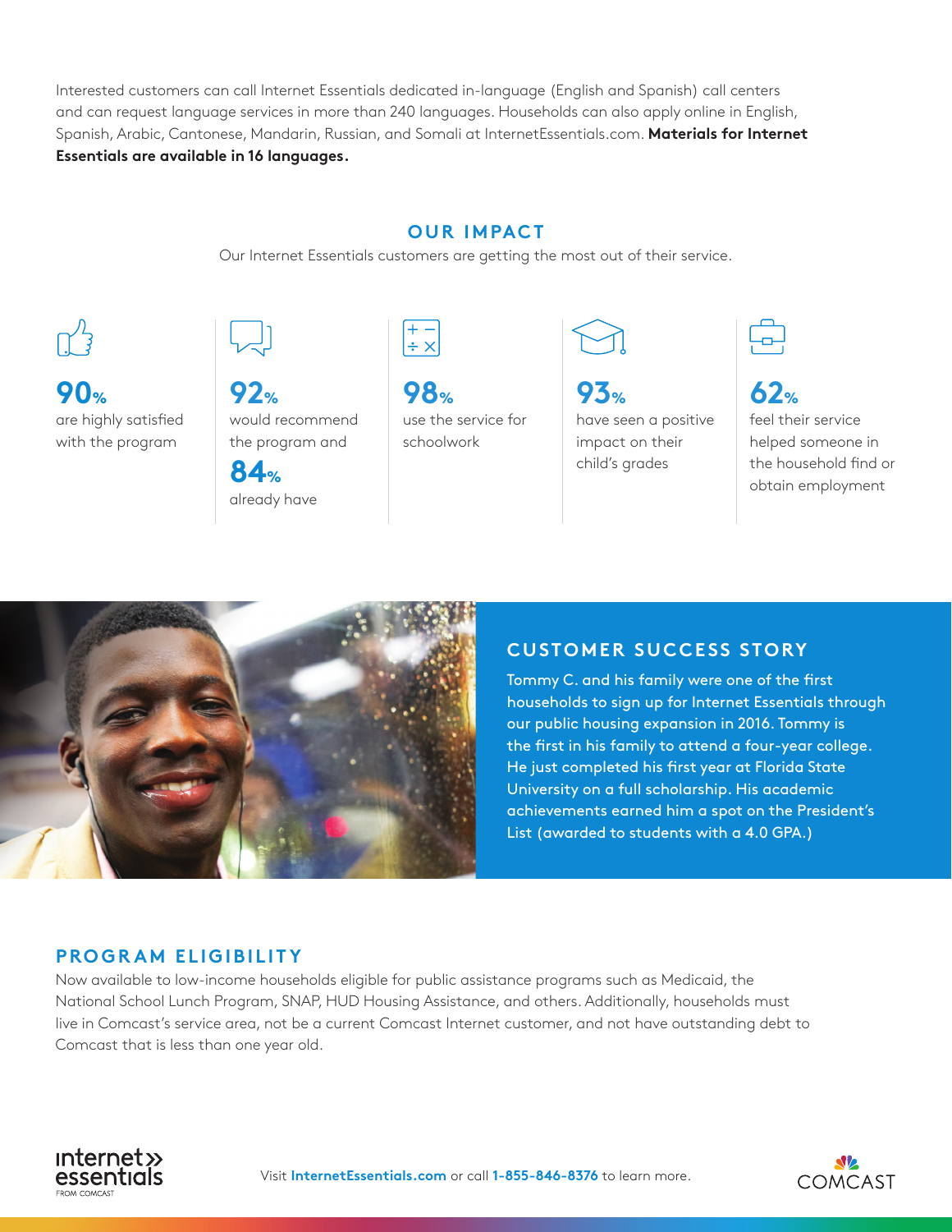Interested customers can call Internet Essentials dedicated in-language (English and Spanish) call centers and can request language services in more than 240 languages. Households can also apply online in English, Spanish, Arabic, Cantonese, Mandarin, Russian, and Somali at InternetEssentials.com. **Materials for Internet Essentials are available in 16 languages.**

## OUR IMPACT

Our Internet Essentials customers are getting the most out of their service.

**90%** are highly satisfied with the program

**92%** would recommend the program and **84%** already have

**98%** use the service for schoolwork

**93%** have seen a positive impact on their child's grades

**62%** feel their service helped someone in the household find or obtain employment

## CUSTOMER SUCCESS STORY

Tommy C. and his family were one of the first households to sign up for Internet Essentials through our public housing expansion in 2016. Tommy is the first in his family to attend a four-year college. He just completed his first year at Florida State University on a full scholarship. His academic achievements earned him a spot on the President's List (awarded to students with a 4.0 GPA.)

## PROGRAM ELIGIBILITY

Now available to low-income households eligible for public assistance programs such as Medicaid, the National School Lunch Program, SNAP, HUD Housing Assistance, and others. Additionally, households must live in Comcast's service area, not be a current Comcast Internet customer, and not have outstanding debt to Comcast that is less than one year old.

internet essentials FROM COMCAST

Visit **InternetEssentials.com** or call **1-855-846-8376** to learn more.

COMCAST